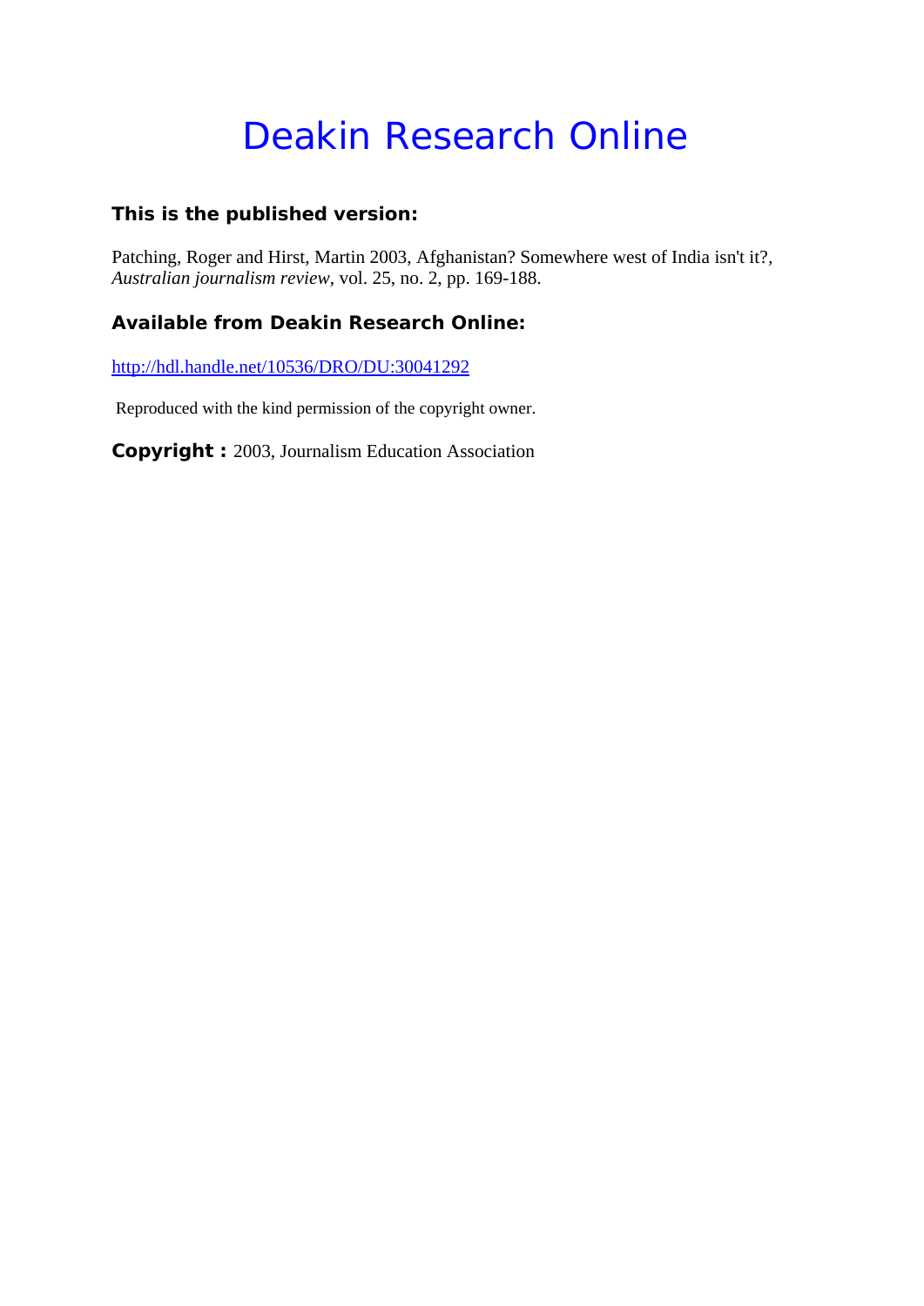# Deakin Research Online

**This is the published version:**

Patching, Roger and Hirst, Martin 2003, Afghanistan? Somewhere west of India isn't it?, *Australian journalism review*, vol. 25, no. 2, pp. 169-188.

**Available from Deakin Research Online:**

http://hdl.handle.net/10536/DRO/DU:30041292

Reproduced with the kind permission of the copyright owner.

**Copyright :** 2003, Journalism Education Association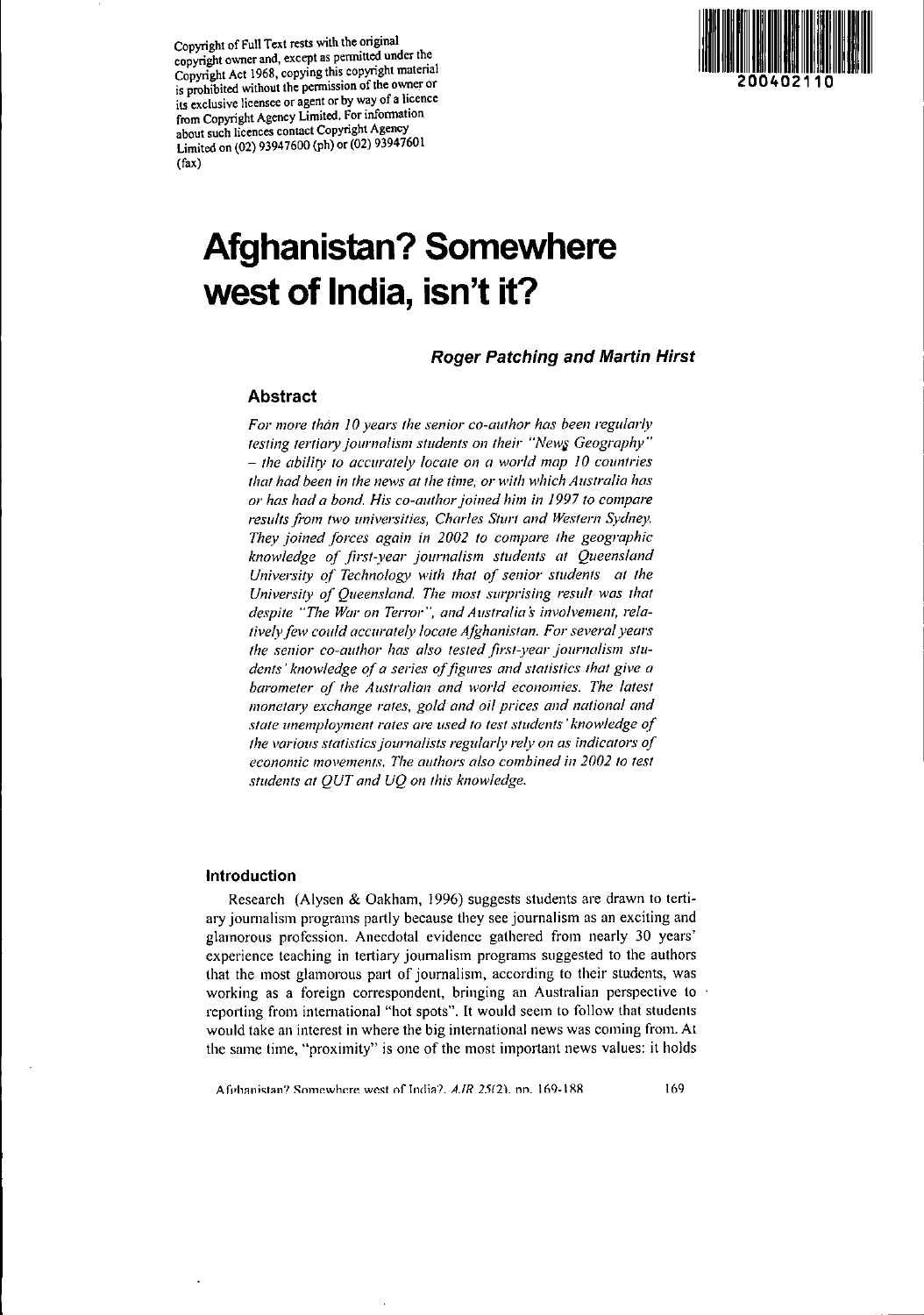Copyright of Full Text rests with the original copyright owner and, except as permitted under the Copyright Act 1968, copying this copyright material is prohibited without the permission of the owner or its exclusive licensee or agent or by way of a licence from Copyright Agency Limited. For information about such licences contact Copyright Agency Limited on (02) 93947600 (ph) or (02) 93947601 (fax)

# Afghanistan? Somewhere west of India, isn't it?

***Roger Patching and Martin Hirst***

## Abstract

*For more than 10 years the senior co-author has been regularly testing tertiary journalism students on their "News Geography" – the ability to accurately locate on a world map 10 countries that had been in the news at the time, or with which Australia has or has had a bond. His co-author joined him in 1997 to compare results from two universities, Charles Sturt and Western Sydney. They joined forces again in 2002 to compare the geographic knowledge of first-year journalism students at Queensland University of Technology with that of senior students at the University of Queensland. The most surprising result was that despite "The War on Terror", and Australia's involvement, relatively few could accurately locate Afghanistan. For several years the senior co-author has also tested first-year journalism students' knowledge of a series of figures and statistics that give a barometer of the Australian and world economies. The latest monetary exchange rates, gold and oil prices and national and state unemployment rates are used to test students' knowledge of the various statistics journalists regularly rely on as indicators of economic movements. The authors also combined in 2002 to test students at QUT and UQ on this knowledge.*

### Introduction

Research (Alysen & Oakham, 1996) suggests students are drawn to tertiary journalism programs partly because they see journalism as an exciting and glamorous profession. Anecdotal evidence gathered from nearly 30 years' experience teaching in tertiary journalism programs suggested to the authors that the most glamorous part of journalism, according to their students, was working as a foreign correspondent, bringing an Australian perspective to reporting from international "hot spots". It would seem to follow that students would take an interest in where the big international news was coming from. At the same time, "proximity" is one of the most important news values: it holds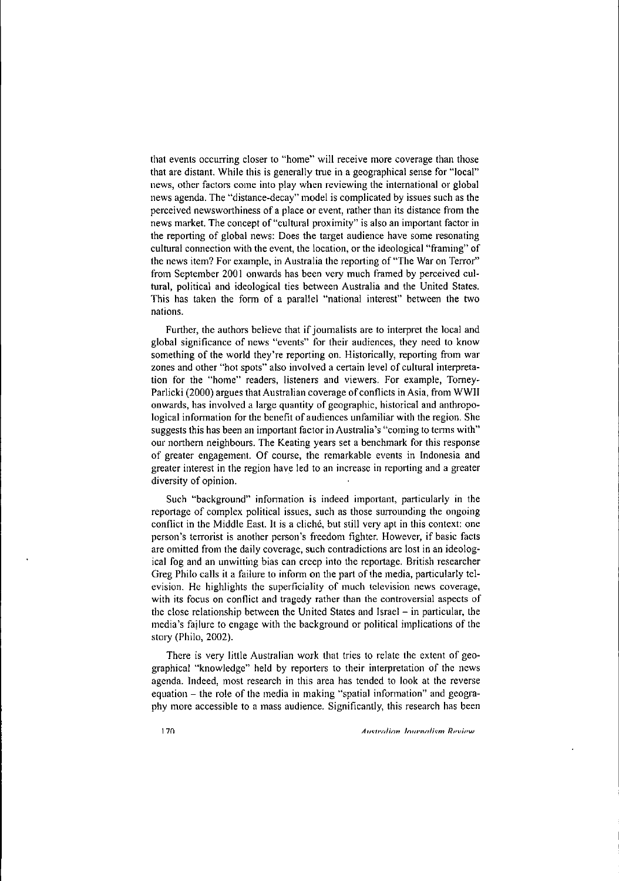that events occurring closer to "home" will receive more coverage than those that are distant. While this is generally true in a geographical sense for "local" news, other factors come into play when reviewing the international or global news agenda. The "distance-decay" model is complicated by issues such as the perceived newsworthiness of a place or event, rather than its distance from the news market. The concept of "cultural proximity" is also an important factor in the reporting of global news: Does the target audience have some resonating cultural connection with the event, the location, or the ideological "framing" of the news item? For example, in Australia the reporting of "The War on Terror" from September 2001 onwards has been very much framed by perceived cultural, political and ideological ties between Australia and the United States. This has taken the form of a parallel "national interest" between the two nations.

Further, the authors believe that if journalists are to interpret the local and global significance of news "events" for their audiences, they need to know something of the world they're reporting on. Historically, reporting from war zones and other "hot spots" also involved a certain level of cultural interpretation for the "home" readers, listeners and viewers. For example, Tomey-Parlicki (2000) argues that Australian coverage of conflicts in Asia, from WWII onwards, has involved a large quantity of geographic, historical and anthropological information for the benefit of audiences unfamiliar with the region. She suggests this has been an important factor in Australia's "coming to terms with" our northern neighbours. The Keating years set a benchmark for this response of greater engagement. Of course, the remarkable events in Indonesia and greater interest in the region have led to an increase in reporting and a greater diversity of opinion.

Such "background" information is indeed important, particularly in the reportage of complex political issues, such as those surrounding the ongoing conflict in the Middle East. It is a cliché, but still very apt in this context: one person's terrorist is another person's freedom fighter. However, if basic facts are omitted from the daily coverage, such contradictions are lost in an ideological fog and an unwitting bias can creep into the reportage. British researcher Greg Philo calls it a failure to inform on the part of the media, particularly television. He highlights the superficiality of much television news coverage, with its focus on conflict and tragedy rather than the controversial aspects of the close relationship between the United States and Israel – in particular, the media's failure to engage with the background or political implications of the story (Philo, 2002).

There is very little Australian work that tries to relate the extent of geographical "knowledge" held by reporters to their interpretation of the news agenda. Indeed, most research in this area has tended to look at the reverse equation – the role of the media in making "spatial information" and geography more accessible to a mass audience. Significantly, this research has been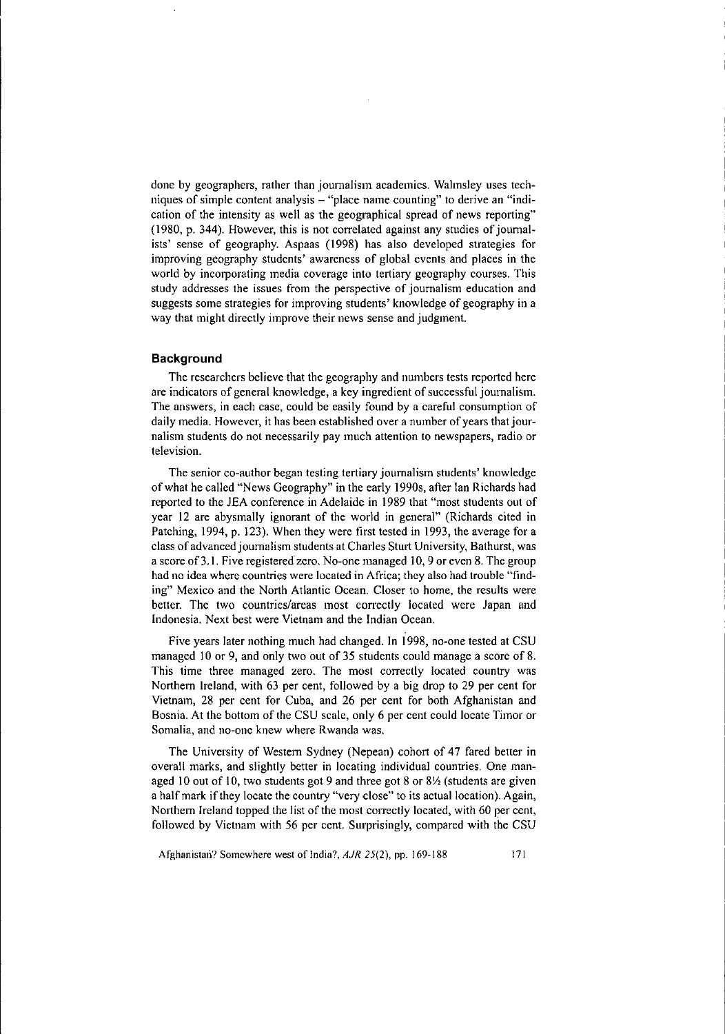done by geographers, rather than journalism academics. Walmsley uses techniques of simple content analysis – "place name counting" to derive an "indication of the intensity as well as the geographical spread of news reporting" (1980, p. 344). However, this is not correlated against any studies of journalists' sense of geography. Aspaas (1998) has also developed strategies for improving geography students' awareness of global events and places in the world by incorporating media coverage into tertiary geography courses. This study addresses the issues from the perspective of journalism education and suggests some strategies for improving students' knowledge of geography in a way that might directly improve their news sense and judgment.

## Background

The researchers believe that the geography and numbers tests reported here are indicators of general knowledge, a key ingredient of successful journalism. The answers, in each case, could be easily found by a careful consumption of daily media. However, it has been established over a number of years that journalism students do not necessarily pay much attention to newspapers, radio or television.

The senior co-author began testing tertiary journalism students' knowledge of what he called "News Geography" in the early 1990s, after Ian Richards had reported to the JEA conference in Adelaide in 1989 that "most students out of year 12 are abysmally ignorant of the world in general" (Richards cited in Patching, 1994, p. 123). When they were first tested in 1993, the average for a class of advanced journalism students at Charles Sturt University, Bathurst, was a score of 3.1. Five registered zero. No-one managed 10, 9 or even 8. The group had no idea where countries were located in Africa; they also had trouble "finding" Mexico and the North Atlantic Ocean. Closer to home, the results were better. The two countries/areas most correctly located were Japan and Indonesia. Next best were Vietnam and the Indian Ocean.

Five years later nothing much had changed. In 1998, no-one tested at CSU managed 10 or 9, and only two out of 35 students could manage a score of 8. This time three managed zero. The most correctly located country was Northern Ireland, with 63 per cent, followed by a big drop to 29 per cent for Vietnam, 28 per cent for Cuba, and 26 per cent for both Afghanistan and Bosnia. At the bottom of the CSU scale, only 6 per cent could locate Timor or Somalia, and no-one knew where Rwanda was.

The University of Western Sydney (Nepean) cohort of 47 fared better in overall marks, and slightly better in locating individual countries. One managed 10 out of 10, two students got 9 and three got 8 or 8½ (students are given a half mark if they locate the country "very close" to its actual location). Again, Northern Ireland topped the list of the most correctly located, with 60 per cent, followed by Vietnam with 56 per cent. Surprisingly, compared with the CSU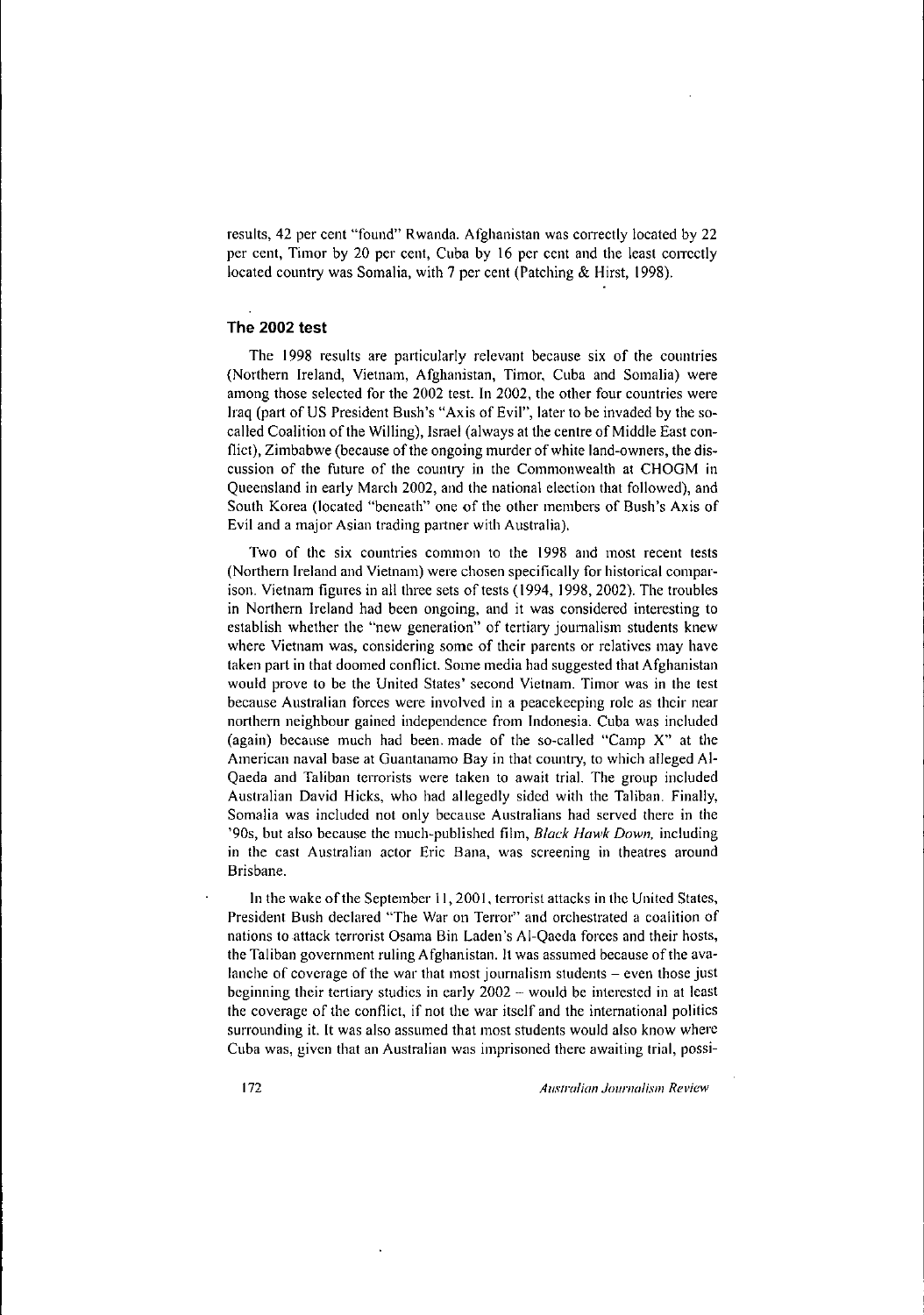results, 42 per cent "found" Rwanda. Afghanistan was correctly located by 22 per cent, Timor by 20 per cent, Cuba by 16 per cent and the least correctly located country was Somalia, with 7 per cent (Patching & Hirst, 1998).

## The 2002 test

The 1998 results are particularly relevant because six of the countries (Northern Ireland, Vietnam, Afghanistan, Timor, Cuba and Somalia) were among those selected for the 2002 test. In 2002, the other four countries were Iraq (part of US President Bush's "Axis of Evil", later to be invaded by the so-called Coalition of the Willing), Israel (always at the centre of Middle East conflict), Zimbabwe (because of the ongoing murder of white land-owners, the discussion of the future of the country in the Commonwealth at CHOGM in Queensland in early March 2002, and the national election that followed), and South Korea (located "beneath" one of the other members of Bush's Axis of Evil and a major Asian trading partner with Australia).

Two of the six countries common to the 1998 and most recent tests (Northern Ireland and Vietnam) were chosen specifically for historical comparison. Vietnam figures in all three sets of tests (1994, 1998, 2002). The troubles in Northern Ireland had been ongoing, and it was considered interesting to establish whether the "new generation" of tertiary journalism students knew where Vietnam was, considering some of their parents or relatives may have taken part in that doomed conflict. Some media had suggested that Afghanistan would prove to be the United States' second Vietnam. Timor was in the test because Australian forces were involved in a peacekeeping role as their near northern neighbour gained independence from Indonesia. Cuba was included (again) because much had been made of the so-called "Camp X" at the American naval base at Guantanamo Bay in that country, to which alleged Al-Qaeda and Taliban terrorists were taken to await trial. The group included Australian David Hicks, who had allegedly sided with the Taliban. Finally, Somalia was included not only because Australians had served there in the '90s, but also because the much-published film, *Black Hawk Down,* including in the cast Australian actor Eric Bana, was screening in theatres around Brisbane.

In the wake of the September 11, 2001, terrorist attacks in the United States, President Bush declared "The War on Terror" and orchestrated a coalition of nations to attack terrorist Osama Bin Laden's Al-Qaeda forces and their hosts, the Taliban government ruling Afghanistan. It was assumed because of the avalanche of coverage of the war that most journalism students – even those just beginning their tertiary studies in early 2002 – would be interested in at least the coverage of the conflict, if not the war itself and the international politics surrounding it. It was also assumed that most students would also know where Cuba was, given that an Australian was imprisoned there awaiting trial, possi-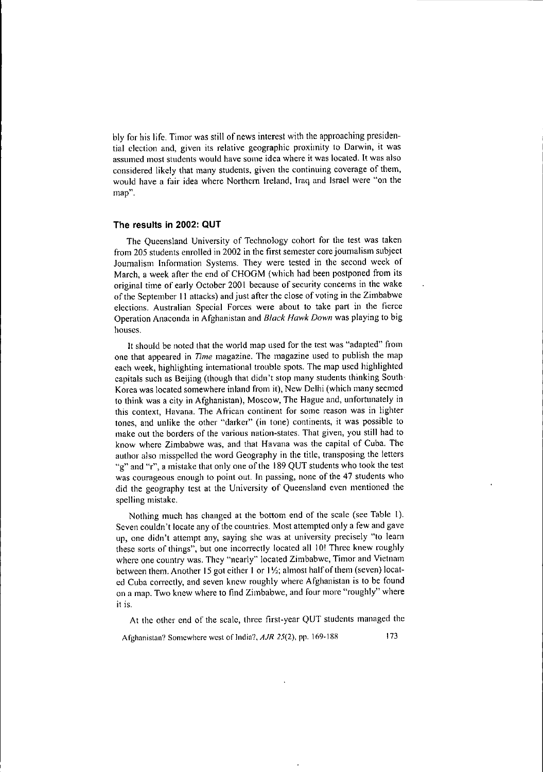bly for his life. Timor was still of news interest with the approaching presidential election and, given its relative geographic proximity to Darwin, it was assumed most students would have some idea where it was located. It was also considered likely that many students, given the continuing coverage of them, would have a fair idea where Northern Ireland, Iraq and Israel were "on the map".

### The results in 2002: QUT

The Queensland University of Technology cohort for the test was taken from 205 students enrolled in 2002 in the first semester core journalism subject Journalism Information Systems. They were tested in the second week of March, a week after the end of CHOGM (which had been postponed from its original time of early October 2001 because of security concerns in the wake of the September 11 attacks) and just after the close of voting in the Zimbabwe elections. Australian Special Forces were about to take part in the fierce Operation Anaconda in Afghanistan and *Black Hawk Down* was playing to big houses.

It should be noted that the world map used for the test was "adapted" from one that appeared in *Time* magazine. The magazine used to publish the map each week, highlighting international trouble spots. The map used highlighted capitals such as Beijing (though that didn't stop many students thinking South Korea was located somewhere inland from it), New Delhi (which many seemed to think was a city in Afghanistan), Moscow, The Hague and, unfortunately in this context, Havana. The African continent for some reason was in lighter tones, and unlike the other "darker" (in tone) continents, it was possible to make out the borders of the various nation-states. That given, you still had to know where Zimbabwe was, and that Havana was the capital of Cuba. The author also misspelled the word Geography in the title, transposing the letters "g" and "r", a mistake that only one of the 189 QUT students who took the test was courageous enough to point out. In passing, none of the 47 students who did the geography test at the University of Queensland even mentioned the spelling mistake.

Nothing much has changed at the bottom end of the scale (see Table 1). Seven couldn't locate any of the countries. Most attempted only a few and gave up, one didn't attempt any, saying she was at university precisely "to learn these sorts of things", but one incorrectly located all 10! Three knew roughly where one country was. They "nearly" located Zimbabwe, Timor and Vietnam between them. Another 15 got either 1 or 1½; almost half of them (seven) located Cuba correctly, and seven knew roughly where Afghanistan is to be found on a map. Two knew where to find Zimbabwe, and four more "roughly" where it is.

At the other end of the scale, three first-year QUT students managed the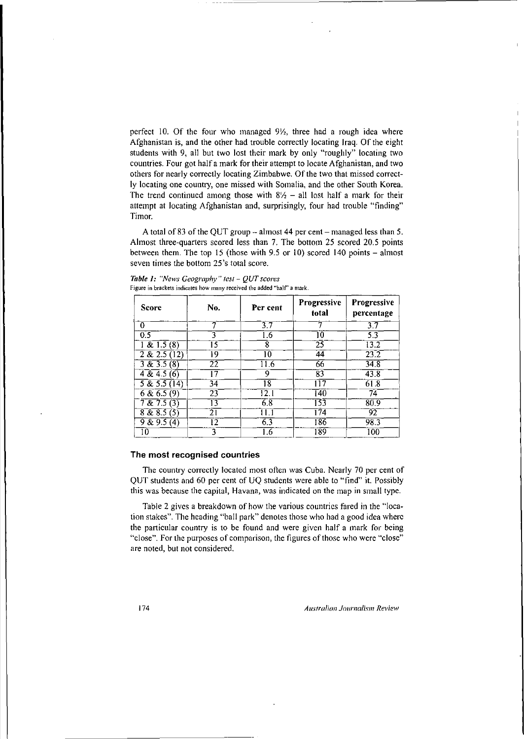perfect 10. Of the four who managed 9½, three had a rough idea where Afghanistan is, and the other had trouble correctly locating Iraq. Of the eight students with 9, all but two lost their mark by only "roughly" locating two countries. Four got half a mark for their attempt to locate Afghanistan, and two others for nearly correctly locating Zimbabwe. Of the two that missed correctly locating one country, one missed with Somalia, and the other South Korea. The trend continued among those with 8½ – all lost half a mark for their attempt at locating Afghanistan and, surprisingly, four had trouble "finding" Timor.

A total of 83 of the QUT group – almost 44 per cent – managed less than 5. Almost three-quarters scored less than 7. The bottom 25 scored 20.5 points between them. The top 15 (those with 9.5 or 10) scored 140 points – almost seven times the bottom 25's total score.

*Table 1: "News Geography" test – QUT scores*
Figure in brackets indicates how many received the added "half" a mark.

| Score | No. | Per cent | Progressive total | Progressive percentage |
|---|---|---|---|---|
| 0 | 7 | 3.7 | 7 | 3.7 |
| 0.5 | 3 | 1.6 | 10 | 5.3 |
| 1 & 1.5 (8) | 15 | 8 | 25 | 13.2 |
| 2 & 2.5 (12) | 19 | 10 | 44 | 23.2 |
| 3 & 3.5 (8) | 22 | 11.6 | 66 | 34.8 |
| 4 & 4.5 (6) | 17 | 9 | 83 | 43.8 |
| 5 & 5.5 (14) | 34 | 18 | 117 | 61.8 |
| 6 & 6.5 (9) | 23 | 12.1 | 140 | 74 |
| 7 & 7.5 (3) | 13 | 6.8 | 153 | 80.9 |
| 8 & 8.5 (5) | 21 | 11.1 | 174 | 92 |
| 9 & 9.5 (4) | 12 | 6.3 | 186 | 98.3 |
| 10 | 3 | 1.6 | 189 | 100 |

### The most recognised countries

The country correctly located most often was Cuba. Nearly 70 per cent of QUT students and 60 per cent of UQ students were able to "find" it. Possibly this was because the capital, Havana, was indicated on the map in small type.

Table 2 gives a breakdown of how the various countries fared in the "location stakes". The heading "ball park" denotes those who had a good idea where the particular country is to be found and were given half a mark for being "close". For the purposes of comparison, the figures of those who were "close" are noted, but not considered.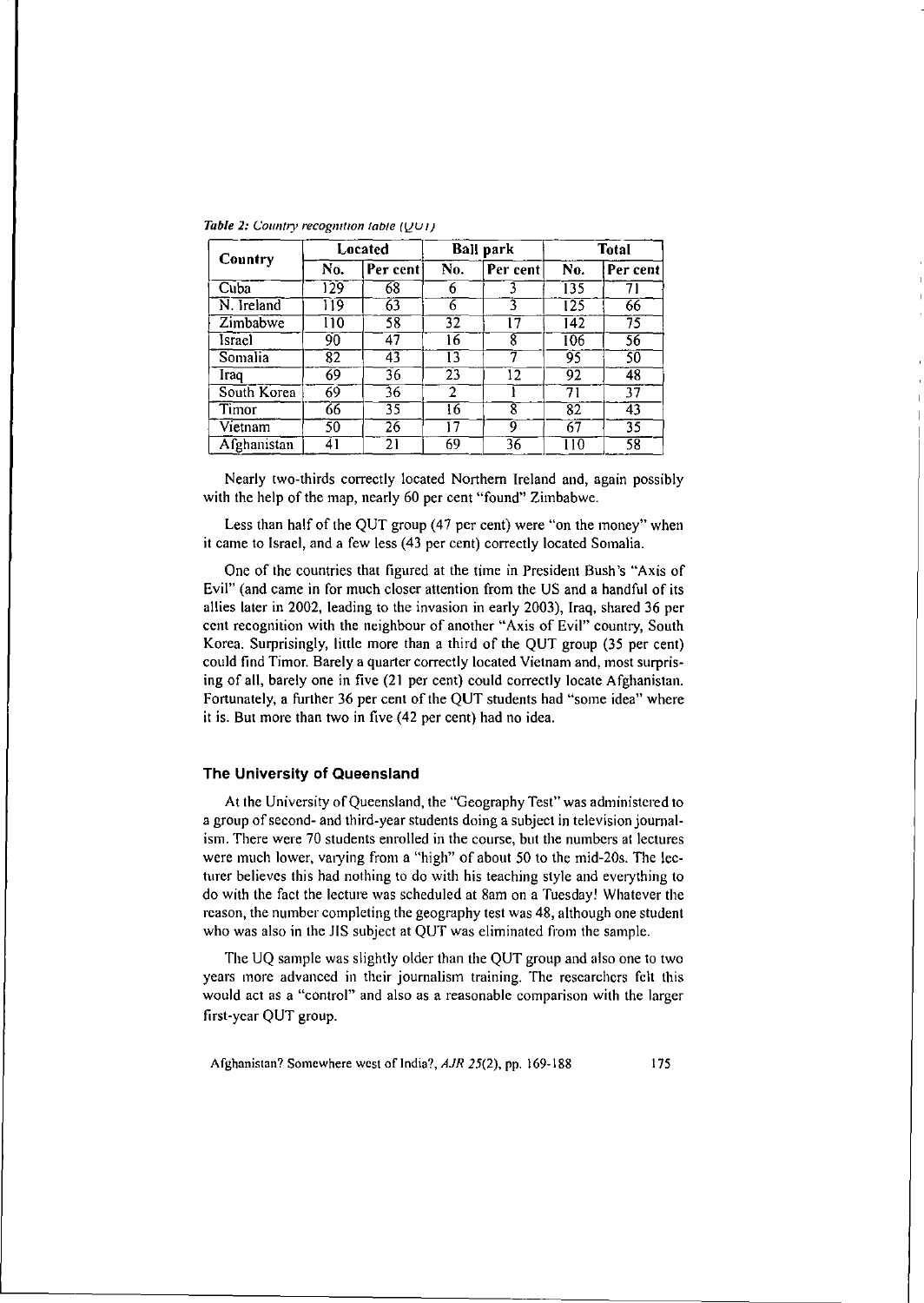*Table 2: Country recognition table (QUT)*

| Country | Located | | Ball park | | Total | |
|---|---|---|---|---|---|---|
| | No. | Per cent | No. | Per cent | No. | Per cent |
| Cuba | 129 | 68 | 6 | 3 | 135 | 71 |
| N. Ireland | 119 | 63 | 6 | 3 | 125 | 66 |
| Zimbabwe | 110 | 58 | 32 | 17 | 142 | 75 |
| Israel | 90 | 47 | 16 | 8 | 106 | 56 |
| Somalia | 82 | 43 | 13 | 7 | 95 | 50 |
| Iraq | 69 | 36 | 23 | 12 | 92 | 48 |
| South Korea | 69 | 36 | 2 | 1 | 71 | 37 |
| Timor | 66 | 35 | 16 | 8 | 82 | 43 |
| Vietnam | 50 | 26 | 17 | 9 | 67 | 35 |
| Afghanistan | 41 | 21 | 69 | 36 | 110 | 58 |

Nearly two-thirds correctly located Northern Ireland and, again possibly with the help of the map, nearly 60 per cent "found" Zimbabwe.

Less than half of the QUT group (47 per cent) were "on the money" when it came to Israel, and a few less (43 per cent) correctly located Somalia.

One of the countries that figured at the time in President Bush's "Axis of Evil" (and came in for much closer attention from the US and a handful of its allies later in 2002, leading to the invasion in early 2003), Iraq, shared 36 per cent recognition with the neighbour of another "Axis of Evil" country, South Korea. Surprisingly, little more than a third of the QUT group (35 per cent) could find Timor. Barely a quarter correctly located Vietnam and, most surprising of all, barely one in five (21 per cent) could correctly locate Afghanistan. Fortunately, a further 36 per cent of the QUT students had "some idea" where it is. But more than two in five (42 per cent) had no idea.

### The University of Queensland

At the University of Queensland, the "Geography Test" was administered to a group of second- and third-year students doing a subject in television journalism. There were 70 students enrolled in the course, but the numbers at lectures were much lower, varying from a "high" of about 50 to the mid-20s. The lecturer believes this had nothing to do with his teaching style and everything to do with the fact the lecture was scheduled at 8am on a Tuesday! Whatever the reason, the number completing the geography test was 48, although one student who was also in the JIS subject at QUT was eliminated from the sample.

The UQ sample was slightly older than the QUT group and also one to two years more advanced in their journalism training. The researchers felt this would act as a "control" and also as a reasonable comparison with the larger first-year QUT group.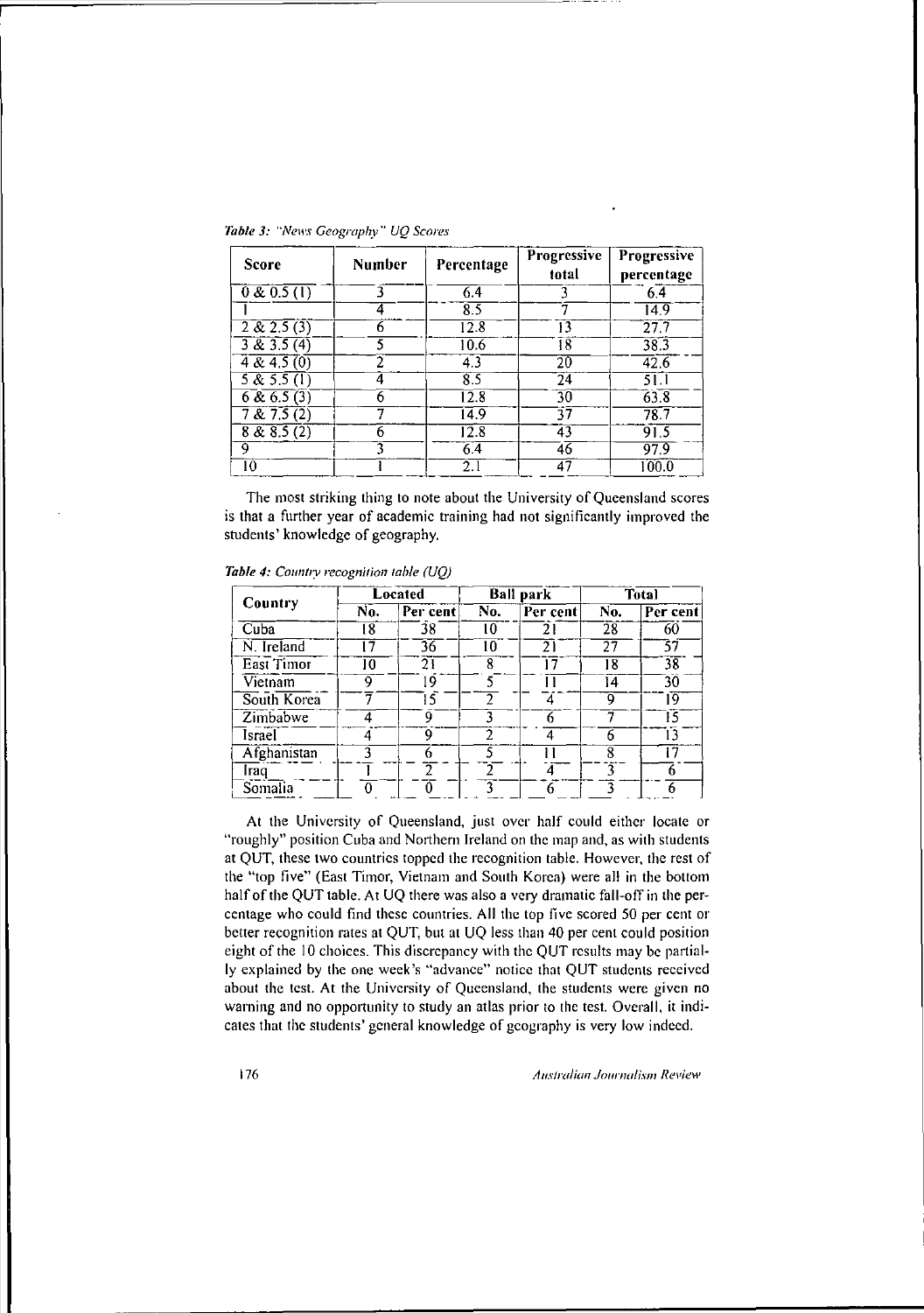*Table 3: "News Geography" UQ Scores*

| Score | Number | Percentage | Progressive total | Progressive percentage |
|---|---|---|---|---|
| 0 & 0.5 (1) | 3 | 6.4 | 3 | 6.4 |
| 1 | 4 | 8.5 | 7 | 14.9 |
| 2 & 2.5 (3) | 6 | 12.8 | 13 | 27.7 |
| 3 & 3.5 (4) | 5 | 10.6 | 18 | 38.3 |
| 4 & 4.5 (0) | 2 | 4.3 | 20 | 42.6 |
| 5 & 5.5 (1) | 4 | 8.5 | 24 | 51.1 |
| 6 & 6.5 (3) | 6 | 12.8 | 30 | 63.8 |
| 7 & 7.5 (2) | 7 | 14.9 | 37 | 78.7 |
| 8 & 8.5 (2) | 6 | 12.8 | 43 | 91.5 |
| 9 | 3 | 6.4 | 46 | 97.9 |
| 10 | 1 | 2.1 | 47 | 100.0 |

The most striking thing to note about the University of Queensland scores is that a further year of academic training had not significantly improved the students' knowledge of geography.

*Table 4: Country recognition table (UQ)*

| Country | Located | | Ball park | | Total | |
|---|---|---|---|---|---|---|
| | No. | Per cent | No. | Per cent | No. | Per cent |
| Cuba | 18 | 38 | 10 | 21 | 28 | 60 |
| N. Ireland | 17 | 36 | 10 | 21 | 27 | 57 |
| East Timor | 10 | 21 | 8 | 17 | 18 | 38 |
| Vietnam | 9 | 19 | 5 | 11 | 14 | 30 |
| South Korea | 7 | 15 | 2 | 4 | 9 | 19 |
| Zimbabwe | 4 | 9 | 3 | 6 | 7 | 15 |
| Israel | 4 | 9 | 2 | 4 | 6 | 13 |
| Afghanistan | 3 | 6 | 5 | 11 | 8 | 17 |
| Iraq | 1 | 2 | 2 | 4 | 3 | 6 |
| Somalia | 0 | 0 | 3 | 6 | 3 | 6 |

At the University of Queensland, just over half could either locate or "roughly" position Cuba and Northern Ireland on the map and, as with students at QUT, these two countries topped the recognition table. However, the rest of the "top five" (East Timor, Vietnam and South Korea) were all in the bottom half of the QUT table. At UQ there was also a very dramatic fall-off in the percentage who could find these countries. All the top five scored 50 per cent or better recognition rates at QUT, but at UQ less than 40 per cent could position eight of the 10 choices. This discrepancy with the QUT results may be partially explained by the one week's "advance" notice that QUT students received about the test. At the University of Queensland, the students were given no warning and no opportunity to study an atlas prior to the test. Overall, it indicates that the students' general knowledge of geography is very low indeed.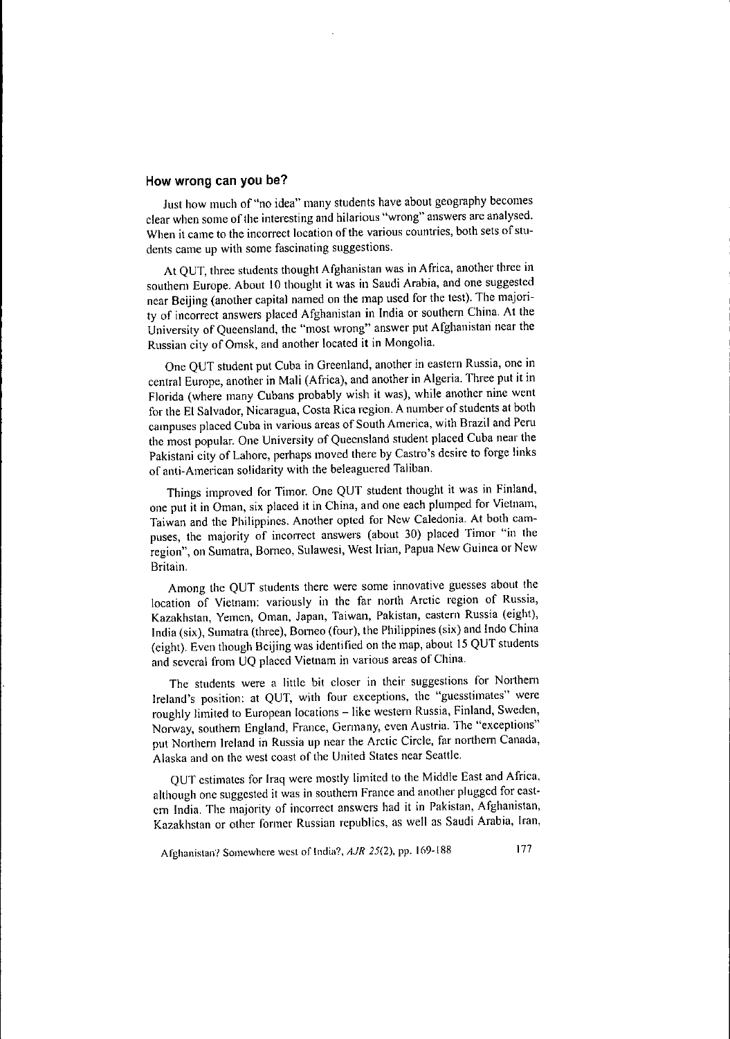### How wrong can you be?

Just how much of "no idea" many students have about geography becomes clear when some of the interesting and hilarious "wrong" answers are analysed. When it came to the incorrect location of the various countries, both sets of students came up with some fascinating suggestions.

At QUT, three students thought Afghanistan was in Africa, another three in southern Europe. About 10 thought it was in Saudi Arabia, and one suggested near Beijing (another capital named on the map used for the test). The majority of incorrect answers placed Afghanistan in India or southern China. At the University of Queensland, the "most wrong" answer put Afghanistan near the Russian city of Omsk, and another located it in Mongolia.

One QUT student put Cuba in Greenland, another in eastern Russia, one in central Europe, another in Mali (Africa), and another in Algeria. Three put it in Florida (where many Cubans probably wish it was), while another nine went for the El Salvador, Nicaragua, Costa Rica region. A number of students at both campuses placed Cuba in various areas of South America, with Brazil and Peru the most popular. One University of Queensland student placed Cuba near the Pakistani city of Lahore, perhaps moved there by Castro's desire to forge links of anti-American solidarity with the beleaguered Taliban.

Things improved for Timor. One QUT student thought it was in Finland, one put it in Oman, six placed it in China, and one each plumped for Vietnam, Taiwan and the Philippines. Another opted for New Caledonia. At both campuses, the majority of incorrect answers (about 30) placed Timor "in the region", on Sumatra, Borneo, Sulawesi, West Irian, Papua New Guinea or New Britain.

Among the QUT students there were some innovative guesses about the location of Vietnam: variously in the far north Arctic region of Russia, Kazakhstan, Yemen, Oman, Japan, Taiwan, Pakistan, eastern Russia (eight), India (six), Sumatra (three), Borneo (four), the Philippines (six) and Indo China (eight). Even though Beijing was identified on the map, about 15 QUT students and several from UQ placed Vietnam in various areas of China.

The students were a little bit closer in their suggestions for Northern Ireland's position: at QUT, with four exceptions, the "guesstimates" were roughly limited to European locations – like western Russia, Finland, Sweden, Norway, southern England, France, Germany, even Austria. The "exceptions" put Northern Ireland in Russia up near the Arctic Circle, far northern Canada, Alaska and on the west coast of the United States near Seattle.

QUT estimates for Iraq were mostly limited to the Middle East and Africa, although one suggested it was in southern France and another plugged for eastern India. The majority of incorrect answers had it in Pakistan, Afghanistan, Kazakhstan or other former Russian republics, as well as Saudi Arabia, Iran,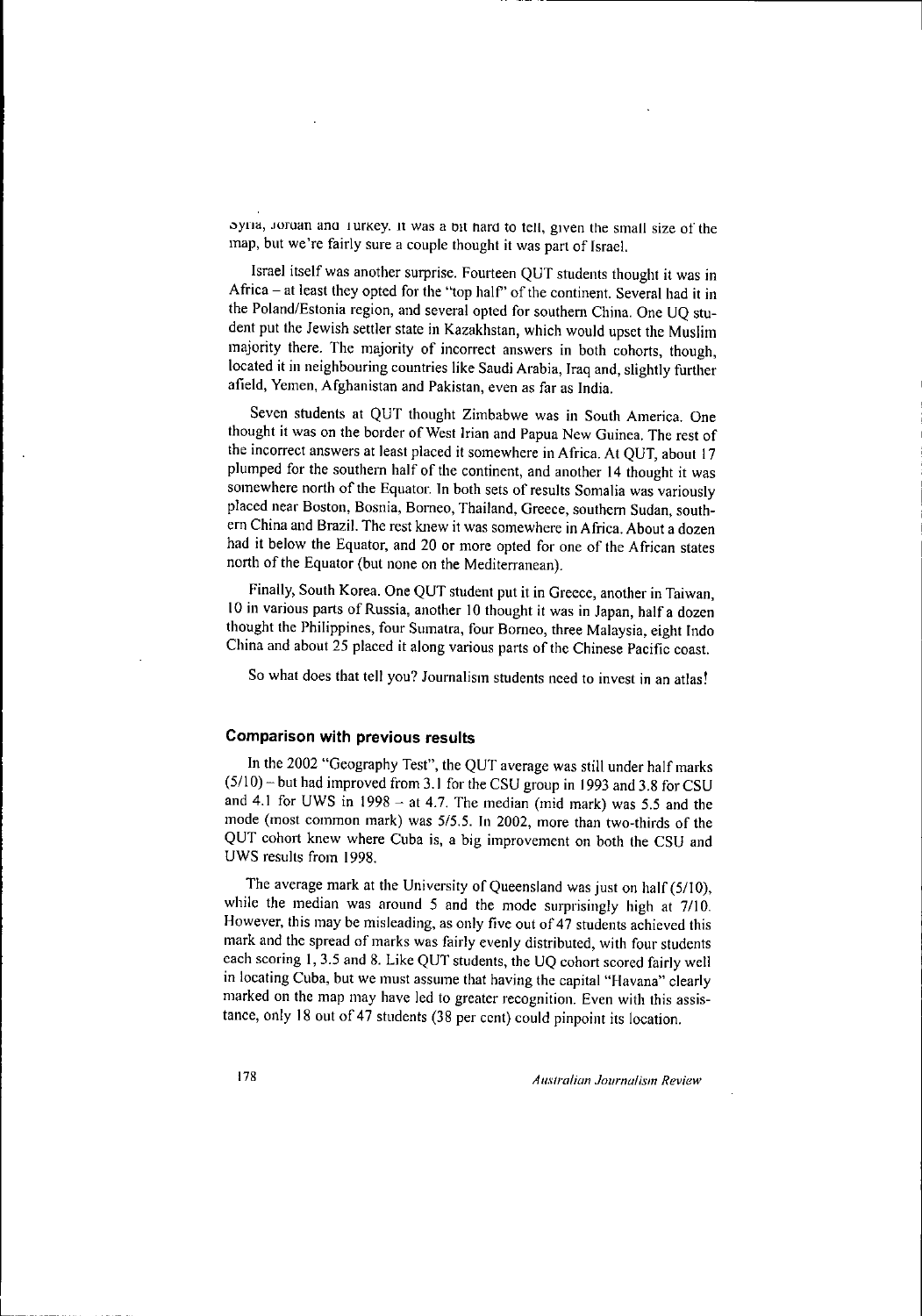Syria, Jordan and Turkey. It was a bit hard to tell, given the small size of the map, but we're fairly sure a couple thought it was part of Israel.

Israel itself was another surprise. Fourteen QUT students thought it was in Africa – at least they opted for the "top half" of the continent. Several had it in the Poland/Estonia region, and several opted for southern China. One UQ student put the Jewish settler state in Kazakhstan, which would upset the Muslim majority there. The majority of incorrect answers in both cohorts, though, located it in neighbouring countries like Saudi Arabia, Iraq and, slightly further afield, Yemen, Afghanistan and Pakistan, even as far as India.

Seven students at QUT thought Zimbabwe was in South America. One thought it was on the border of West Irian and Papua New Guinea. The rest of the incorrect answers at least placed it somewhere in Africa. At QUT, about 17 plumped for the southern half of the continent, and another 14 thought it was somewhere north of the Equator. In both sets of results Somalia was variously placed near Boston, Bosnia, Borneo, Thailand, Greece, southern Sudan, southern China and Brazil. The rest knew it was somewhere in Africa. About a dozen had it below the Equator, and 20 or more opted for one of the African states north of the Equator (but none on the Mediterranean).

Finally, South Korea. One QUT student put it in Greece, another in Taiwan, 10 in various parts of Russia, another 10 thought it was in Japan, half a dozen thought the Philippines, four Sumatra, four Borneo, three Malaysia, eight Indo China and about 25 placed it along various parts of the Chinese Pacific coast.

So what does that tell you? Journalism students need to invest in an atlas!

### Comparison with previous results

In the 2002 "Geography Test", the QUT average was still under half marks (5/10) – but had improved from 3.1 for the CSU group in 1993 and 3.8 for CSU and 4.1 for UWS in 1998 – at 4.7. The median (mid mark) was 5.5 and the mode (most common mark) was 5/5.5. In 2002, more than two-thirds of the QUT cohort knew where Cuba is, a big improvement on both the CSU and UWS results from 1998.

The average mark at the University of Queensland was just on half (5/10), while the median was around 5 and the mode surprisingly high at 7/10. However, this may be misleading, as only five out of 47 students achieved this mark and the spread of marks was fairly evenly distributed, with four students each scoring 1, 3.5 and 8. Like QUT students, the UQ cohort scored fairly well in locating Cuba, but we must assume that having the capital "Havana" clearly marked on the map may have led to greater recognition. Even with this assistance, only 18 out of 47 students (38 per cent) could pinpoint its location.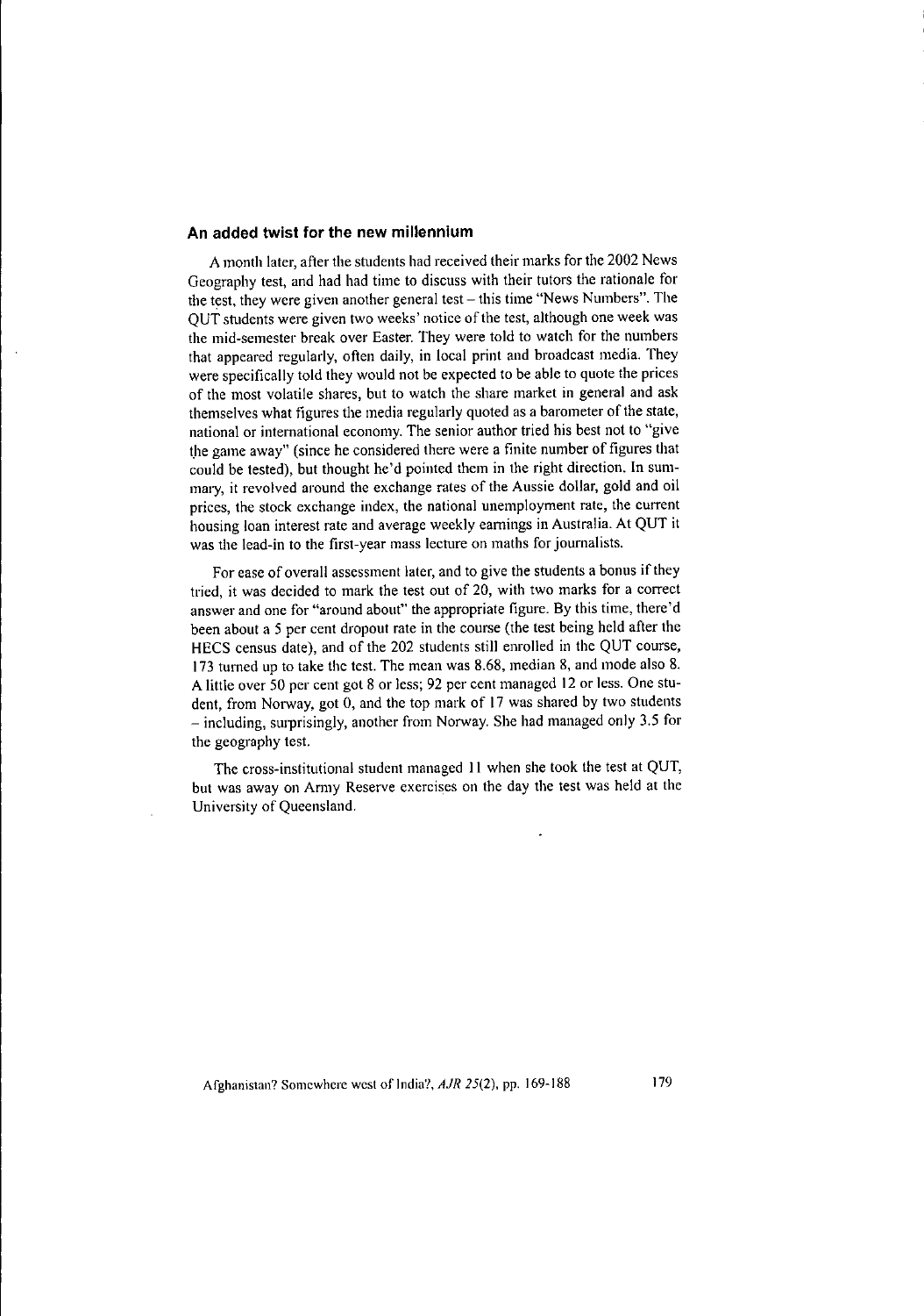### An added twist for the new millennium

A month later, after the students had received their marks for the 2002 News Geography test, and had had time to discuss with their tutors the rationale for the test, they were given another general test – this time "News Numbers". The QUT students were given two weeks' notice of the test, although one week was the mid-semester break over Easter. They were told to watch for the numbers that appeared regularly, often daily, in local print and broadcast media. They were specifically told they would not be expected to be able to quote the prices of the most volatile shares, but to watch the share market in general and ask themselves what figures the media regularly quoted as a barometer of the state, national or international economy. The senior author tried his best not to "give the game away" (since he considered there were a finite number of figures that could be tested), but thought he'd pointed them in the right direction. In summary, it revolved around the exchange rates of the Aussie dollar, gold and oil prices, the stock exchange index, the national unemployment rate, the current housing loan interest rate and average weekly earnings in Australia. At QUT it was the lead-in to the first-year mass lecture on maths for journalists.

For ease of overall assessment later, and to give the students a bonus if they tried, it was decided to mark the test out of 20, with two marks for a correct answer and one for "around about" the appropriate figure. By this time, there'd been about a 5 per cent dropout rate in the course (the test being held after the HECS census date), and of the 202 students still enrolled in the QUT course, 173 turned up to take the test. The mean was 8.68, median 8, and mode also 8. A little over 50 per cent got 8 or less; 92 per cent managed 12 or less. One student, from Norway, got 0, and the top mark of 17 was shared by two students – including, surprisingly, another from Norway. She had managed only 3.5 for the geography test.

The cross-institutional student managed 11 when she took the test at QUT, but was away on Army Reserve exercises on the day the test was held at the University of Queensland.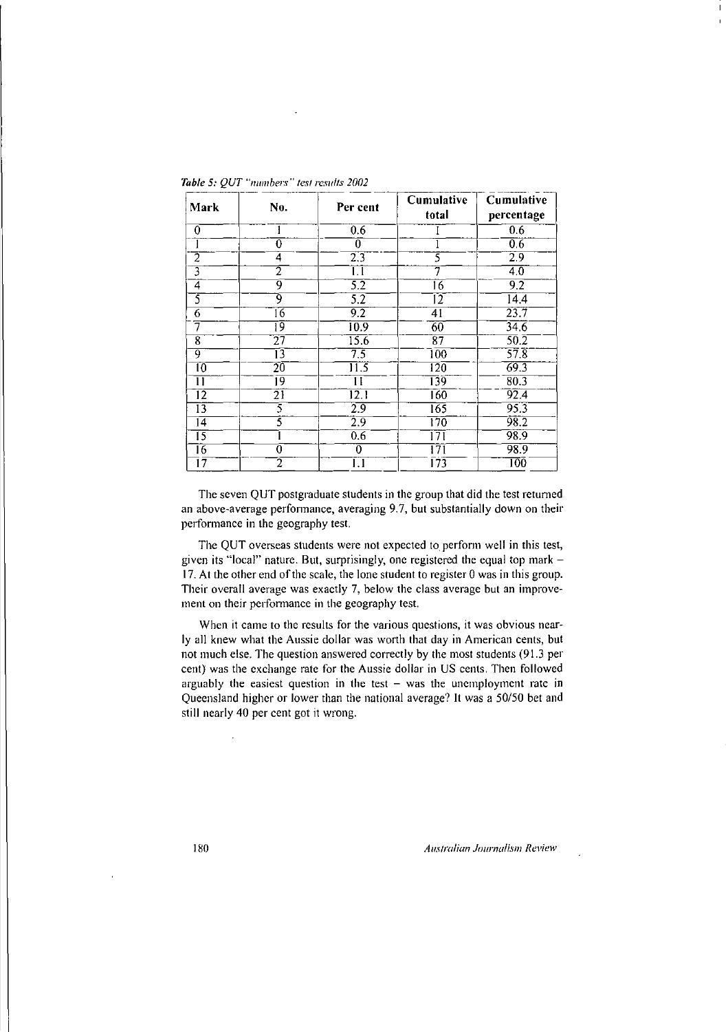*Table 5: QUT "numbers" test results 2002*

| Mark | No. | Per cent | Cumulative total | Cumulative percentage |
|---|---|---|---|---|
| 0 | 1 | 0.6 | 1 | 0.6 |
| 1 | 0 | 0 | 1 | 0.6 |
| 2 | 4 | 2.3 | 5 | 2.9 |
| 3 | 2 | 1.1 | 7 | 4.0 |
| 4 | 9 | 5.2 | 16 | 9.2 |
| 5 | 9 | 5.2 | 12 | 14.4 |
| 6 | 16 | 9.2 | 41 | 23.7 |
| 7 | 19 | 10.9 | 60 | 34.6 |
| 8 | 27 | 15.6 | 87 | 50.2 |
| 9 | 13 | 7.5 | 100 | 57.8 |
| 10 | 20 | 11.5 | 120 | 69.3 |
| 11 | 19 | 11 | 139 | 80.3 |
| 12 | 21 | 12.1 | 160 | 92.4 |
| 13 | 5 | 2.9 | 165 | 95.3 |
| 14 | 5 | 2.9 | 170 | 98.2 |
| 15 | 1 | 0.6 | 171 | 98.9 |
| 16 | 0 | 0 | 171 | 98.9 |
| 17 | 2 | 1.1 | 173 | 100 |

The seven QUT postgraduate students in the group that did the test returned an above-average performance, averaging 9.7, but substantially down on their performance in the geography test.

The QUT overseas students were not expected to perform well in this test, given its "local" nature. But, surprisingly, one registered the equal top mark – 17. At the other end of the scale, the lone student to register 0 was in this group. Their overall average was exactly 7, below the class average but an improvement on their performance in the geography test.

When it came to the results for the various questions, it was obvious nearly all knew what the Aussie dollar was worth that day in American cents, but not much else. The question answered correctly by the most students (91.3 per cent) was the exchange rate for the Aussie dollar in US cents. Then followed arguably the easiest question in the test – was the unemployment rate in Queensland higher or lower than the national average? It was a 50/50 bet and still nearly 40 per cent got it wrong.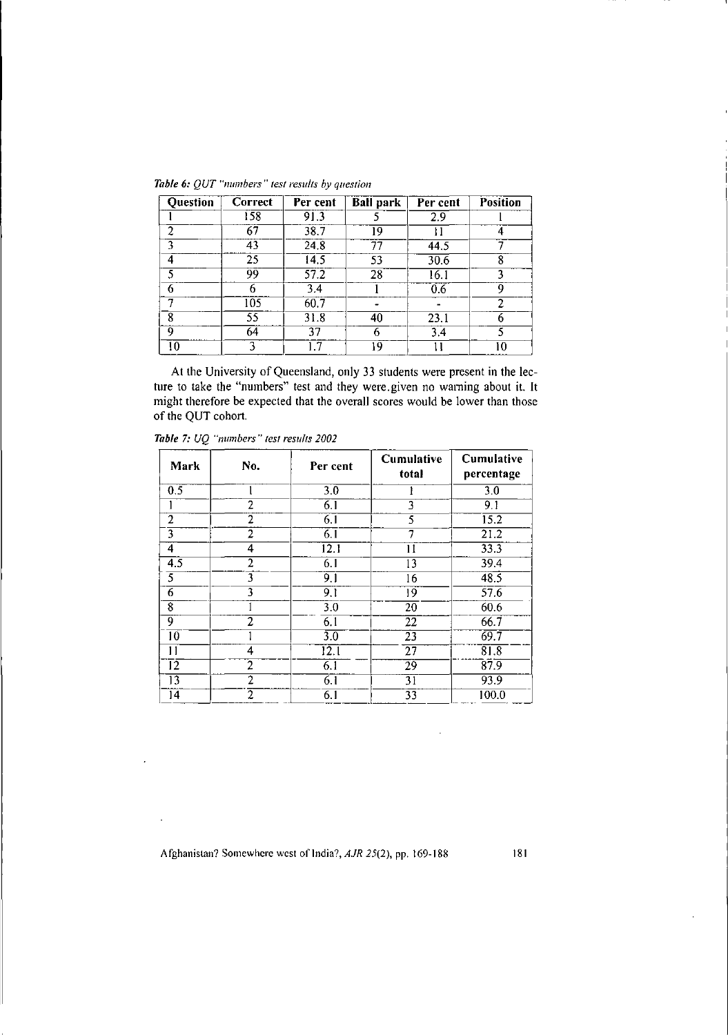*Table 6: QUT "numbers" test results by question*

| Question | Correct | Per cent | Ball park | Per cent | Position |
|---|---|---|---|---|---|
| 1 | 158 | 91.3 | 5 | 2.9 | 1 |
| 2 | 67 | 38.7 | 19 | 11 | 4 |
| 3 | 43 | 24.8 | 77 | 44.5 | 7 |
| 4 | 25 | 14.5 | 53 | 30.6 | 8 |
| 5 | 99 | 57.2 | 28 | 16.1 | 3 |
| 6 | 6 | 3.4 | 1 | 0.6 | 9 |
| 7 | 105 | 60.7 | - | - | 2 |
| 8 | 55 | 31.8 | 40 | 23.1 | 6 |
| 9 | 64 | 37 | 6 | 3.4 | 5 |
| 10 | 3 | 1.7 | 19 | 11 | 10 |

At the University of Queensland, only 33 students were present in the lecture to take the "numbers" test and they were given no warning about it. It might therefore be expected that the overall scores would be lower than those of the QUT cohort.

*Table 7: UQ "numbers" test results 2002*

| Mark | No. | Per cent | Cumulative total | Cumulative percentage |
|---|---|---|---|---|
| 0.5 | 1 | 3.0 | 1 | 3.0 |
| 1 | 2 | 6.1 | 3 | 9.1 |
| 2 | 2 | 6.1 | 5 | 15.2 |
| 3 | 2 | 6.1 | 7 | 21.2 |
| 4 | 4 | 12.1 | 11 | 33.3 |
| 4.5 | 2 | 6.1 | 13 | 39.4 |
| 5 | 3 | 9.1 | 16 | 48.5 |
| 6 | 3 | 9.1 | 19 | 57.6 |
| 8 | 1 | 3.0 | 20 | 60.6 |
| 9 | 2 | 6.1 | 22 | 66.7 |
| 10 | 1 | 3.0 | 23 | 69.7 |
| 11 | 4 | 12.1 | 27 | 81.8 |
| 12 | 2 | 6.1 | 29 | 87.9 |
| 13 | 2 | 6.1 | 31 | 93.9 |
| 14 | 2 | 6.1 | 33 | 100.0 |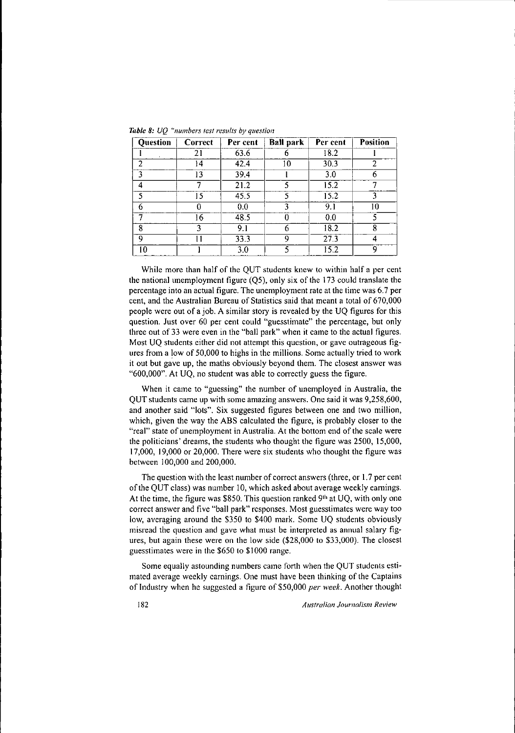*Table 8: UQ "numbers test results by question*

| Question | Correct | Per cent | Ball park | Per cent | Position |
|---|---|---|---|---|---|
| 1 | 21 | 63.6 | 6 | 18.2 | 1 |
| 2 | 14 | 42.4 | 10 | 30.3 | 2 |
| 3 | 13 | 39.4 | 1 | 3.0 | 6 |
| 4 | 7 | 21.2 | 5 | 15.2 | 7 |
| 5 | 15 | 45.5 | 5 | 15.2 | 3 |
| 6 | 0 | 0.0 | 3 | 9.1 | 10 |
| 7 | 16 | 48.5 | 0 | 0.0 | 5 |
| 8 | 3 | 9.1 | 6 | 18.2 | 8 |
| 9 | 11 | 33.3 | 9 | 27.3 | 4 |
| 10 | 1 | 3.0 | 5 | 15.2 | 9 |

While more than half of the QUT students knew to within half a per cent the national unemployment figure (Q5), only six of the 173 could translate the percentage into an actual figure. The unemployment rate at the time was 6.7 per cent, and the Australian Bureau of Statistics said that meant a total of 670,000 people were out of a job. A similar story is revealed by the UQ figures for this question. Just over 60 per cent could "guesstimate" the percentage, but only three out of 33 were even in the "ball park" when it came to the actual figures. Most UQ students either did not attempt this question, or gave outrageous figures from a low of 50,000 to highs in the millions. Some actually tried to work it out but gave up, the maths obviously beyond them. The closest answer was "600,000". At UQ, no student was able to correctly guess the figure.

When it came to "guessing" the number of unemployed in Australia, the QUT students came up with some amazing answers. One said it was 9,258,600, and another said "lots". Six suggested figures between one and two million, which, given the way the ABS calculated the figure, is probably closer to the "real" state of unemployment in Australia. At the bottom end of the scale were the politicians' dreams, the students who thought the figure was 2500, 15,000, 17,000, 19,000 or 20,000. There were six students who thought the figure was between 100,000 and 200,000.

The question with the least number of correct answers (three, or 1.7 per cent of the QUT class) was number 10, which asked about average weekly earnings. At the time, the figure was $850. This question ranked 9th at UQ, with only one correct answer and five "ball park" responses. Most guesstimates were way too low, averaging around the $350 to $400 mark. Some UQ students obviously misread the question and gave what must be interpreted as annual salary figures, but again these were on the low side ($28,000 to $33,000). The closest guesstimates were in the $650 to $1000 range.

Some equally astounding numbers came forth when the QUT students estimated average weekly earnings. One must have been thinking of the Captains of Industry when he suggested a figure of $50,000 *per week*. Another thought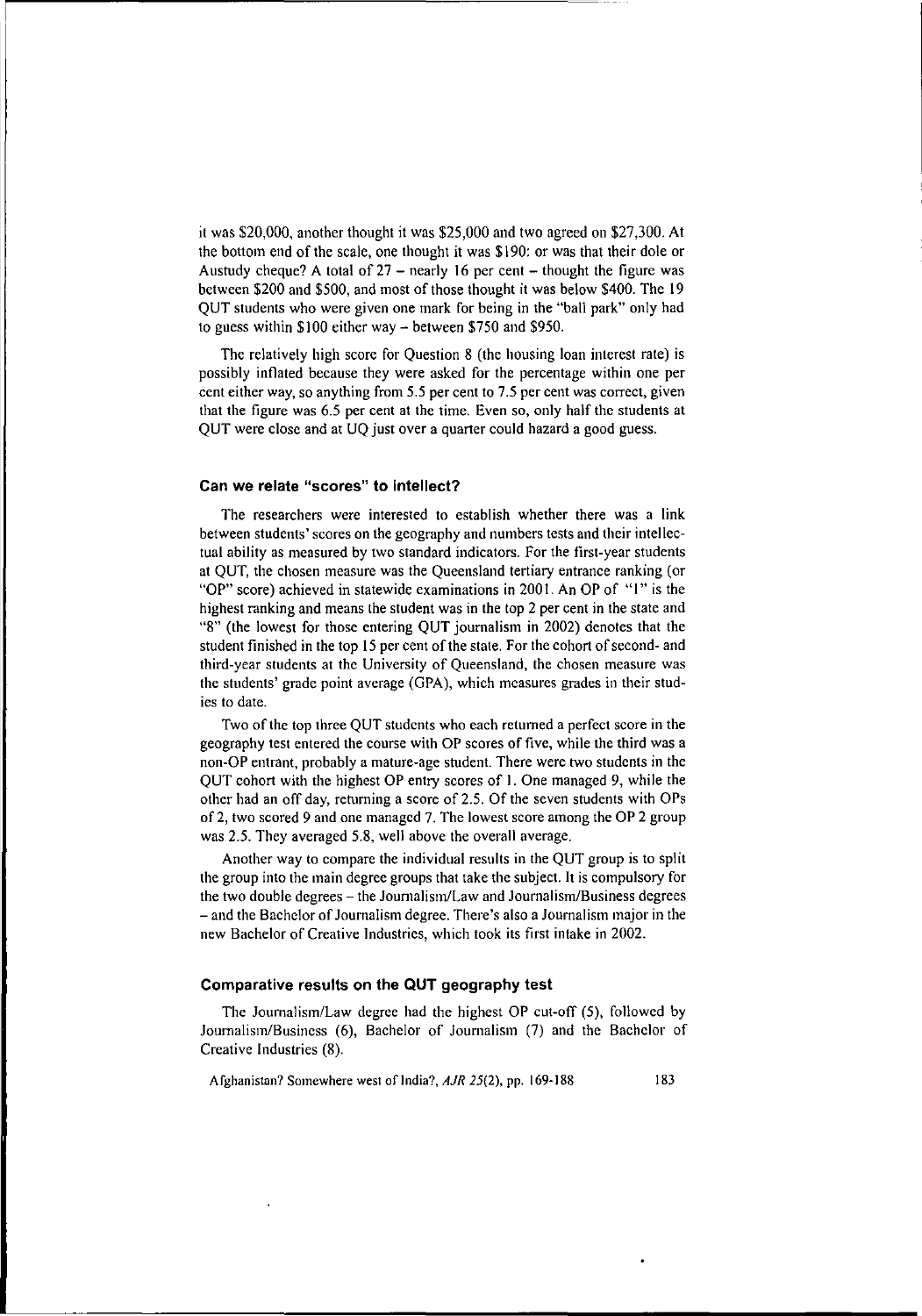it was $20,000, another thought it was $25,000 and two agreed on $27,300. At the bottom end of the scale, one thought it was $190: or was that their dole or Austudy cheque? A total of 27 – nearly 16 per cent – thought the figure was between $200 and $500, and most of those thought it was below $400. The 19 QUT students who were given one mark for being in the "ball park" only had to guess within $100 either way – between $750 and $950.

The relatively high score for Question 8 (the housing loan interest rate) is possibly inflated because they were asked for the percentage within one per cent either way, so anything from 5.5 per cent to 7.5 per cent was correct, given that the figure was 6.5 per cent at the time. Even so, only half the students at QUT were close and at UQ just over a quarter could hazard a good guess.

### Can we relate "scores" to intellect?

The researchers were interested to establish whether there was a link between students' scores on the geography and numbers tests and their intellectual ability as measured by two standard indicators. For the first-year students at QUT, the chosen measure was the Queensland tertiary entrance ranking (or "OP" score) achieved in statewide examinations in 2001. An OP of "1" is the highest ranking and means the student was in the top 2 per cent in the state and "8" (the lowest for those entering QUT journalism in 2002) denotes that the student finished in the top 15 per cent of the state. For the cohort of second- and third-year students at the University of Queensland, the chosen measure was the students' grade point average (GPA), which measures grades in their studies to date.

Two of the top three QUT students who each returned a perfect score in the geography test entered the course with OP scores of five, while the third was a non-OP entrant, probably a mature-age student. There were two students in the QUT cohort with the highest OP entry scores of 1. One managed 9, while the other had an off day, returning a score of 2.5. Of the seven students with OPs of 2, two scored 9 and one managed 7. The lowest score among the OP 2 group was 2.5. They averaged 5.8, well above the overall average.

Another way to compare the individual results in the QUT group is to split the group into the main degree groups that take the subject. It is compulsory for the two double degrees – the Journalism/Law and Journalism/Business degrees – and the Bachelor of Journalism degree. There's also a Journalism major in the new Bachelor of Creative Industries, which took its first intake in 2002.

### Comparative results on the QUT geography test

The Journalism/Law degree had the highest OP cut-off (5), followed by Journalism/Business (6), Bachelor of Journalism (7) and the Bachelor of Creative Industries (8).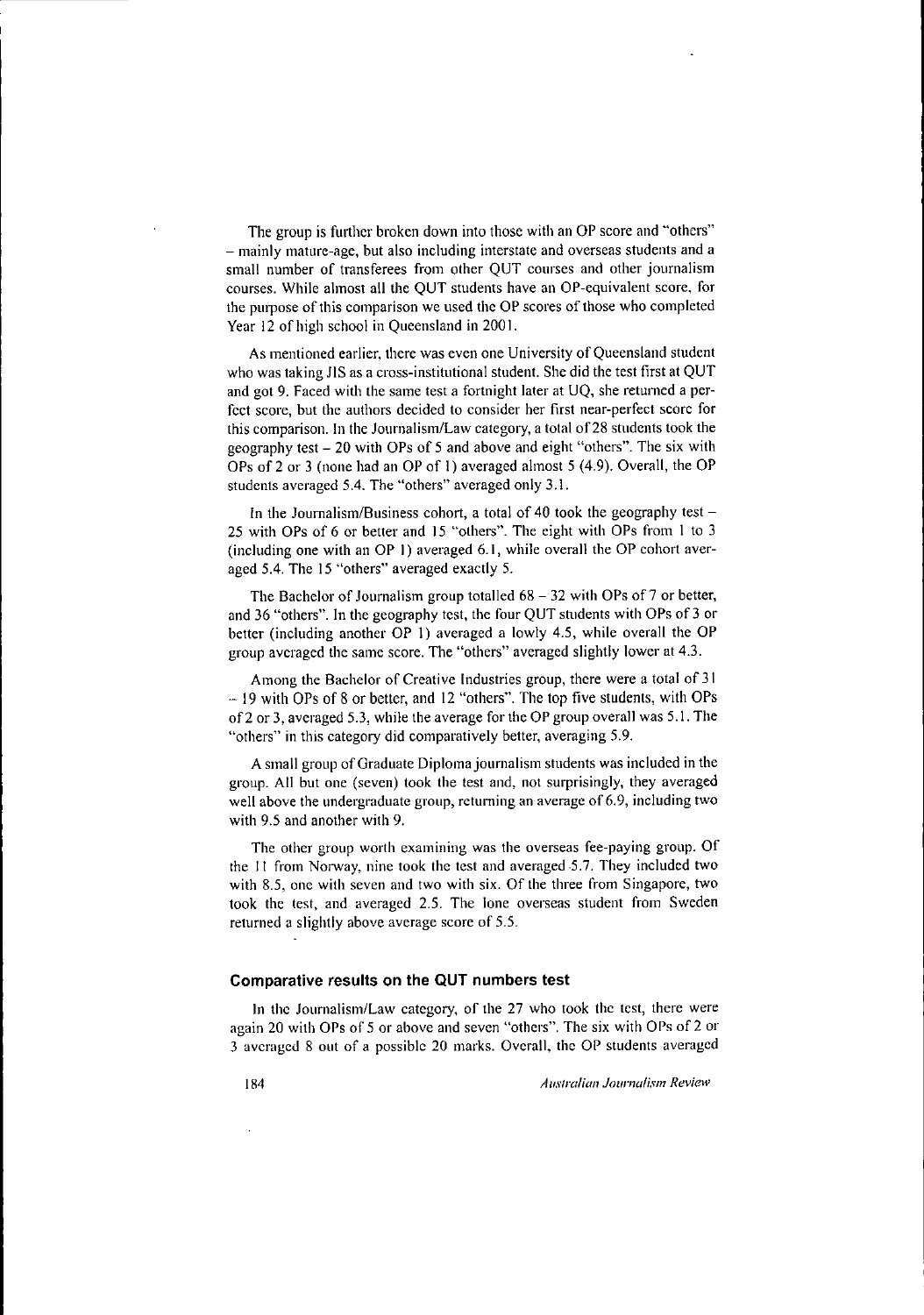The group is further broken down into those with an OP score and "others" – mainly mature-age, but also including interstate and overseas students and a small number of transferees from other QUT courses and other journalism courses. While almost all the QUT students have an OP-equivalent score, for the purpose of this comparison we used the OP scores of those who completed Year 12 of high school in Queensland in 2001.

As mentioned earlier, there was even one University of Queensland student who was taking JIS as a cross-institutional student. She did the test first at QUT and got 9. Faced with the same test a fortnight later at UQ, she returned a perfect score, but the authors decided to consider her first near-perfect score for this comparison. In the Journalism/Law category, a total of 28 students took the geography test – 20 with OPs of 5 and above and eight "others". The six with OPs of 2 or 3 (none had an OP of 1) averaged almost 5 (4.9). Overall, the OP students averaged 5.4. The "others" averaged only 3.1.

In the Journalism/Business cohort, a total of 40 took the geography test – 25 with OPs of 6 or better and 15 "others". The eight with OPs from 1 to 3 (including one with an OP 1) averaged 6.1, while overall the OP cohort averaged 5.4. The 15 "others" averaged exactly 5.

The Bachelor of Journalism group totalled 68 – 32 with OPs of 7 or better, and 36 "others". In the geography test, the four QUT students with OPs of 3 or better (including another OP 1) averaged a lowly 4.5, while overall the OP group averaged the same score. The "others" averaged slightly lower at 4.3.

Among the Bachelor of Creative Industries group, there were a total of 31 – 19 with OPs of 8 or better, and 12 "others". The top five students, with OPs of 2 or 3, averaged 5.3, while the average for the OP group overall was 5.1. The "others" in this category did comparatively better, averaging 5.9.

A small group of Graduate Diploma journalism students was included in the group. All but one (seven) took the test and, not surprisingly, they averaged well above the undergraduate group, returning an average of 6.9, including two with 9.5 and another with 9.

The other group worth examining was the overseas fee-paying group. Of the 11 from Norway, nine took the test and averaged 5.7. They included two with 8.5, one with seven and two with six. Of the three from Singapore, two took the test, and averaged 2.5. The lone overseas student from Sweden returned a slightly above average score of 5.5.

### Comparative results on the QUT numbers test

In the Journalism/Law category, of the 27 who took the test, there were again 20 with OPs of 5 or above and seven "others". The six with OPs of 2 or 3 averaged 8 out of a possible 20 marks. Overall, the OP students averaged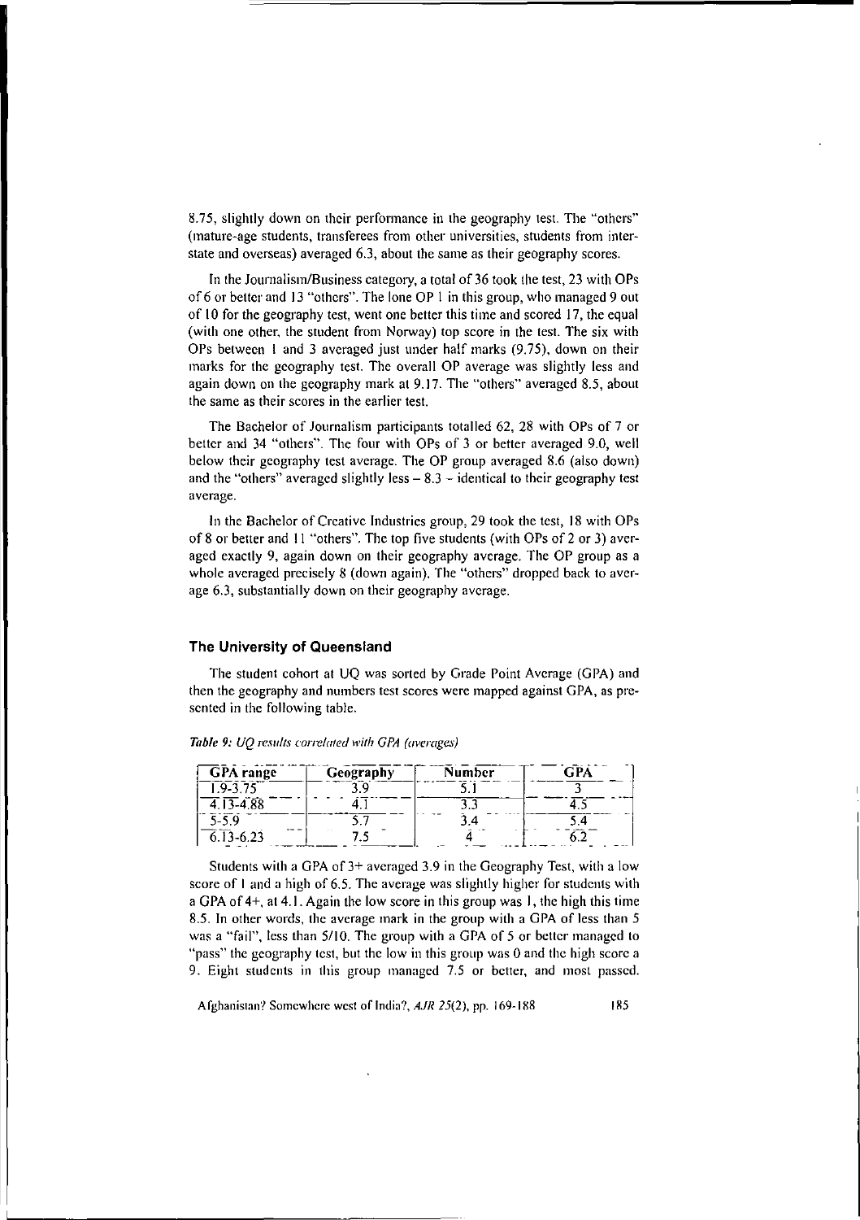8.75, slightly down on their performance in the geography test. The "others" (mature-age students, transferees from other universities, students from interstate and overseas) averaged 6.3, about the same as their geography scores.

In the Journalism/Business category, a total of 36 took the test, 23 with OPs of 6 or better and 13 "others". The lone OP 1 in this group, who managed 9 out of 10 for the geography test, went one better this time and scored 17, the equal (with one other, the student from Norway) top score in the test. The six with OPs between 1 and 3 averaged just under half marks (9.75), down on their marks for the geography test. The overall OP average was slightly less and again down on the geography mark at 9.17. The "others" averaged 8.5, about the same as their scores in the earlier test.

The Bachelor of Journalism participants totalled 62, 28 with OPs of 7 or better and 34 "others". The four with OPs of 3 or better averaged 9.0, well below their geography test average. The OP group averaged 8.6 (also down) and the "others" averaged slightly less – 8.3 – identical to their geography test average.

In the Bachelor of Creative Industries group, 29 took the test, 18 with OPs of 8 or better and 11 "others". The top five students (with OPs of 2 or 3) averaged exactly 9, again down on their geography average. The OP group as a whole averaged precisely 8 (down again). The "others" dropped back to average 6.3, substantially down on their geography average.

## The University of Queensland

The student cohort at UQ was sorted by Grade Point Average (GPA) and then the geography and numbers test scores were mapped against GPA, as presented in the following table.

*Table 9: UQ results correlated with GPA (averages)*

| GPA range | Geography | Number | GPA |
|---|---|---|---|
| 1.9-3.75 | 3.9 | 5.1 | 3 |
| 4.13-4.88 | 4.1 | 3.3 | 4.5 |
| 5-5.9 | 5.7 | 3.4 | 5.4 |
| 6.13-6.23 | 7.5 | 4 | 6.2 |

Students with a GPA of 3+ averaged 3.9 in the Geography Test, with a low score of 1 and a high of 6.5. The average was slightly higher for students with a GPA of 4+, at 4.1. Again the low score in this group was 1, the high this time 8.5. In other words, the average mark in the group with a GPA of less than 5 was a "fail", less than 5/10. The group with a GPA of 5 or better managed to "pass" the geography test, but the low in this group was 0 and the high score a 9. Eight students in this group managed 7.5 or better, and most passed.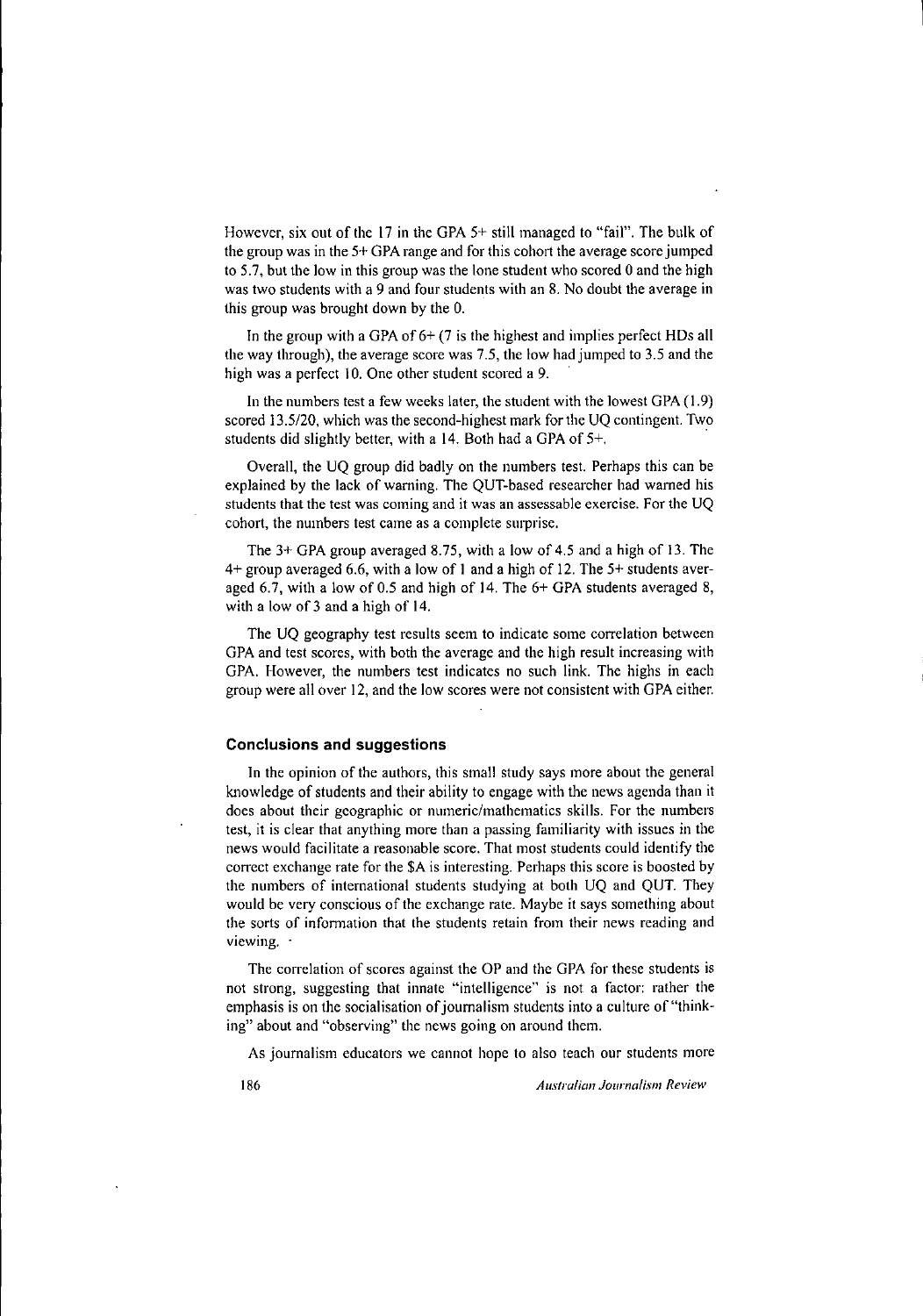However, six out of the 17 in the GPA 5+ still managed to "fail". The bulk of the group was in the 5+ GPA range and for this cohort the average score jumped to 5.7, but the low in this group was the lone student who scored 0 and the high was two students with a 9 and four students with an 8. No doubt the average in this group was brought down by the 0.

In the group with a GPA of 6+ (7 is the highest and implies perfect HDs all the way through), the average score was 7.5, the low had jumped to 3.5 and the high was a perfect 10. One other student scored a 9.

In the numbers test a few weeks later, the student with the lowest GPA (1.9) scored 13.5/20, which was the second-highest mark for the UQ contingent. Two students did slightly better, with a 14. Both had a GPA of 5+.

Overall, the UQ group did badly on the numbers test. Perhaps this can be explained by the lack of warning. The QUT-based researcher had warned his students that the test was coming and it was an assessable exercise. For the UQ cohort, the numbers test came as a complete surprise.

The 3+ GPA group averaged 8.75, with a low of 4.5 and a high of 13. The 4+ group averaged 6.6, with a low of 1 and a high of 12. The 5+ students averaged 6.7, with a low of 0.5 and high of 14. The 6+ GPA students averaged 8, with a low of 3 and a high of 14.

The UQ geography test results seem to indicate some correlation between GPA and test scores, with both the average and the high result increasing with GPA. However, the numbers test indicates no such link. The highs in each group were all over 12, and the low scores were not consistent with GPA either.

### Conclusions and suggestions

In the opinion of the authors, this small study says more about the general knowledge of students and their ability to engage with the news agenda than it does about their geographic or numeric/mathematics skills. For the numbers test, it is clear that anything more than a passing familiarity with issues in the news would facilitate a reasonable score. That most students could identify the correct exchange rate for the $A is interesting. Perhaps this score is boosted by the numbers of international students studying at both UQ and QUT. They would be very conscious of the exchange rate. Maybe it says something about the sorts of information that the students retain from their news reading and viewing.

The correlation of scores against the OP and the GPA for these students is not strong, suggesting that innate "intelligence" is not a factor: rather the emphasis is on the socialisation of journalism students into a culture of "thinking" about and "observing" the news going on around them.

As journalism educators we cannot hope to also teach our students more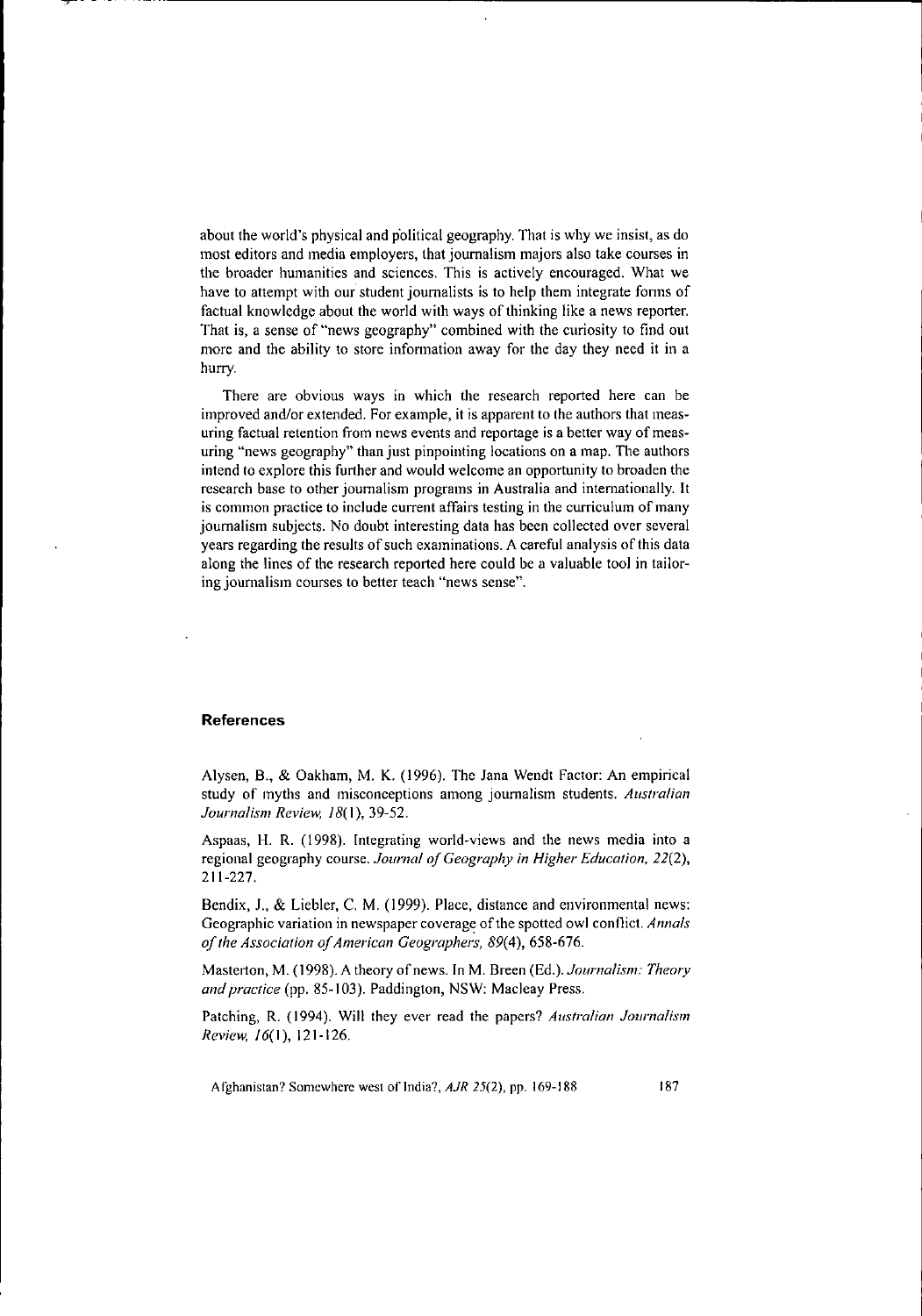about the world's physical and political geography. That is why we insist, as do most editors and media employers, that journalism majors also take courses in the broader humanities and sciences. This is actively encouraged. What we have to attempt with our student journalists is to help them integrate forms of factual knowledge about the world with ways of thinking like a news reporter. That is, a sense of "news geography" combined with the curiosity to find out more and the ability to store information away for the day they need it in a hurry.

There are obvious ways in which the research reported here can be improved and/or extended. For example, it is apparent to the authors that measuring factual retention from news events and reportage is a better way of measuring "news geography" than just pinpointing locations on a map. The authors intend to explore this further and would welcome an opportunity to broaden the research base to other journalism programs in Australia and internationally. It is common practice to include current affairs testing in the curriculum of many journalism subjects. No doubt interesting data has been collected over several years regarding the results of such examinations. A careful analysis of this data along the lines of the research reported here could be a valuable tool in tailoring journalism courses to better teach "news sense".

## References

Alysen, B., & Oakham, M. K. (1996). The Jana Wendt Factor: An empirical study of myths and misconceptions among journalism students. *Australian Journalism Review, 18*(1), 39-52.

Aspaas, H. R. (1998). Integrating world-views and the news media into a regional geography course. *Journal of Geography in Higher Education, 22*(2), 211-227.

Bendix, J., & Liebler, C. M. (1999). Place, distance and environmental news: Geographic variation in newspaper coverage of the spotted owl conflict. *Annals of the Association of American Geographers, 89*(4), 658-676.

Masterton, M. (1998). A theory of news. In M. Breen (Ed.). *Journalism: Theory and practice* (pp. 85-103). Paddington, NSW: Macleay Press.

Patching, R. (1994). Will they ever read the papers? *Australian Journalism Review, 16*(1), 121-126.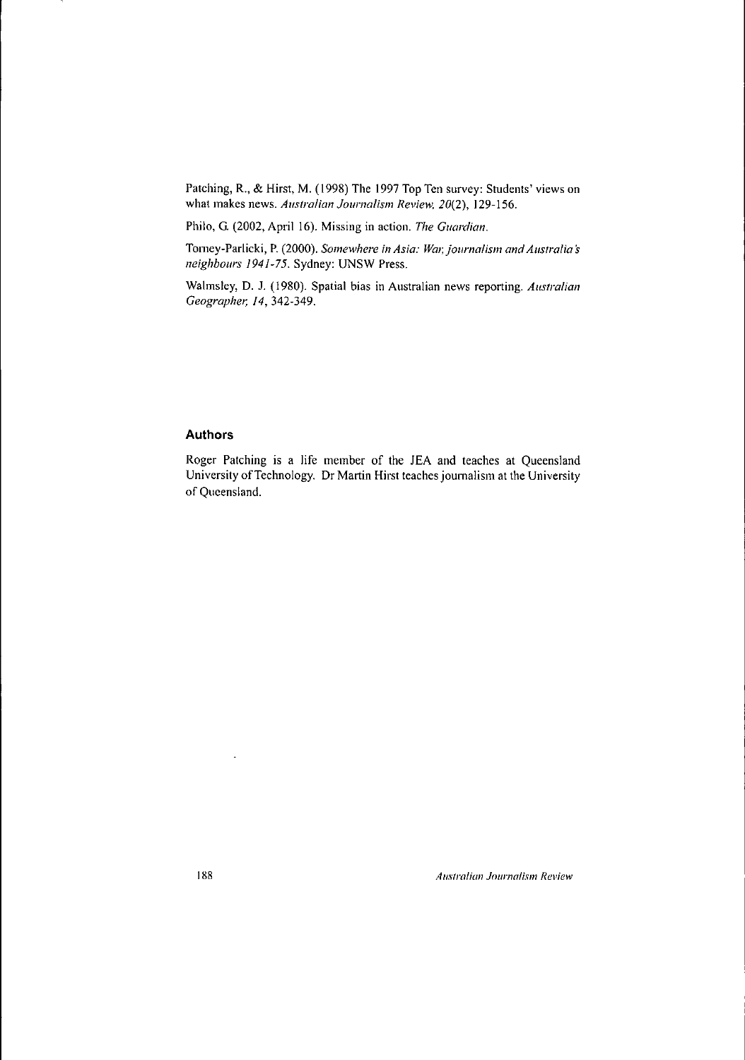Patching, R., & Hirst, M. (1998) The 1997 Top Ten survey: Students' views on what makes news. *Australian Journalism Review, 20*(2), 129-156.

Philo, G. (2002, April 16). Missing in action. *The Guardian*.

Torney-Parlicki, P. (2000). *Somewhere in Asia: War, journalism and Australia's neighbours 1941-75*. Sydney: UNSW Press.

Walmsley, D. J. (1980). Spatial bias in Australian news reporting. *Australian Geographer, 14*, 342-349.

## Authors

Roger Patching is a life member of the JEA and teaches at Queensland University of Technology. Dr Martin Hirst teaches journalism at the University of Queensland.